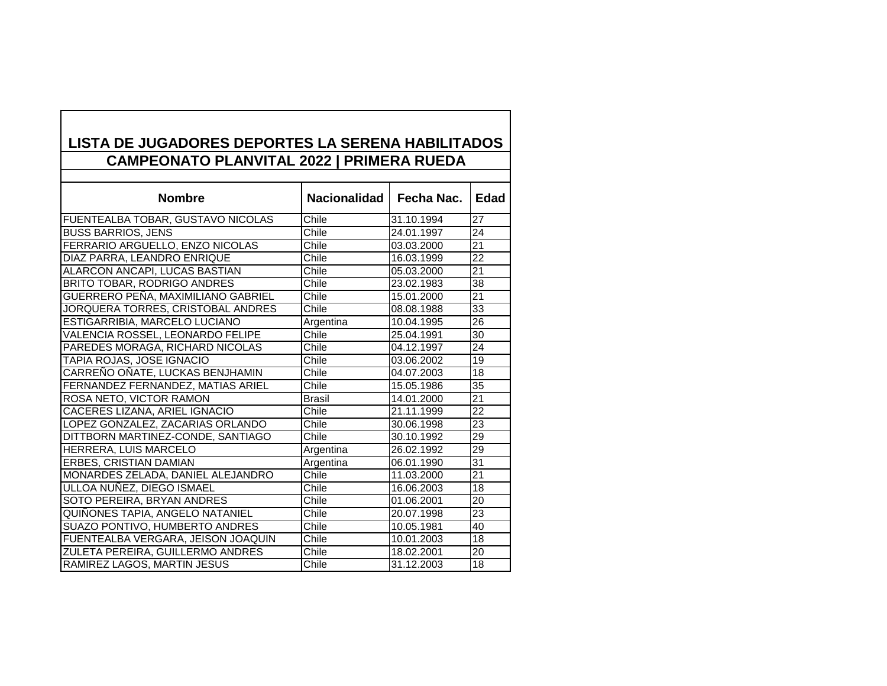# LISTA DE JUGADORES DEPORTES LA SERENA HABILITADOS

## CAMPEONATO PLANVITAL 2022 | PRIMERA RUEDA

| Nombre | Nacionalidad | Fecha Nac. | Edad |
|---|---|---|---|
| FUENTEALBA TOBAR, GUSTAVO NICOLAS | Chile | 31.10.1994 | 27 |
| BUSS BARRIOS, JENS | Chile | 24.01.1997 | 24 |
| FERRARIO ARGUELLO, ENZO NICOLAS | Chile | 03.03.2000 | 21 |
| DIAZ PARRA, LEANDRO ENRIQUE | Chile | 16.03.1999 | 22 |
| ALARCON ANCAPI, LUCAS BASTIAN | Chile | 05.03.2000 | 21 |
| BRITO TOBAR, RODRIGO ANDRES | Chile | 23.02.1983 | 38 |
| GUERRERO PEÑA, MAXIMILIANO GABRIEL | Chile | 15.01.2000 | 21 |
| JORQUERA TORRES, CRISTOBAL ANDRES | Chile | 08.08.1988 | 33 |
| ESTIGARRIBIA, MARCELO LUCIANO | Argentina | 10.04.1995 | 26 |
| VALENCIA ROSSEL, LEONARDO FELIPE | Chile | 25.04.1991 | 30 |
| PAREDES MORAGA, RICHARD NICOLAS | Chile | 04.12.1997 | 24 |
| TAPIA ROJAS, JOSE IGNACIO | Chile | 03.06.2002 | 19 |
| CARREÑO OÑATE, LUCKAS BENJHAMIN | Chile | 04.07.2003 | 18 |
| FERNANDEZ FERNANDEZ, MATIAS ARIEL | Chile | 15.05.1986 | 35 |
| ROSA NETO, VICTOR RAMON | Brasil | 14.01.2000 | 21 |
| CACERES LIZANA, ARIEL IGNACIO | Chile | 21.11.1999 | 22 |
| LOPEZ GONZALEZ, ZACARIAS ORLANDO | Chile | 30.06.1998 | 23 |
| DITTBORN MARTINEZ-CONDE, SANTIAGO | Chile | 30.10.1992 | 29 |
| HERRERA, LUIS MARCELO | Argentina | 26.02.1992 | 29 |
| ERBES, CRISTIAN DAMIAN | Argentina | 06.01.1990 | 31 |
| MONARDES ZELADA, DANIEL ALEJANDRO | Chile | 11.03.2000 | 21 |
| ULLOA NUÑEZ, DIEGO ISMAEL | Chile | 16.06.2003 | 18 |
| SOTO PEREIRA, BRYAN ANDRES | Chile | 01.06.2001 | 20 |
| QUIÑONES TAPIA, ANGELO NATANIEL | Chile | 20.07.1998 | 23 |
| SUAZO PONTIVO, HUMBERTO ANDRES | Chile | 10.05.1981 | 40 |
| FUENTEALBA VERGARA, JEISON JOAQUIN | Chile | 10.01.2003 | 18 |
| ZULETA PEREIRA, GUILLERMO ANDRES | Chile | 18.02.2001 | 20 |
| RAMIREZ LAGOS, MARTIN JESUS | Chile | 31.12.2003 | 18 |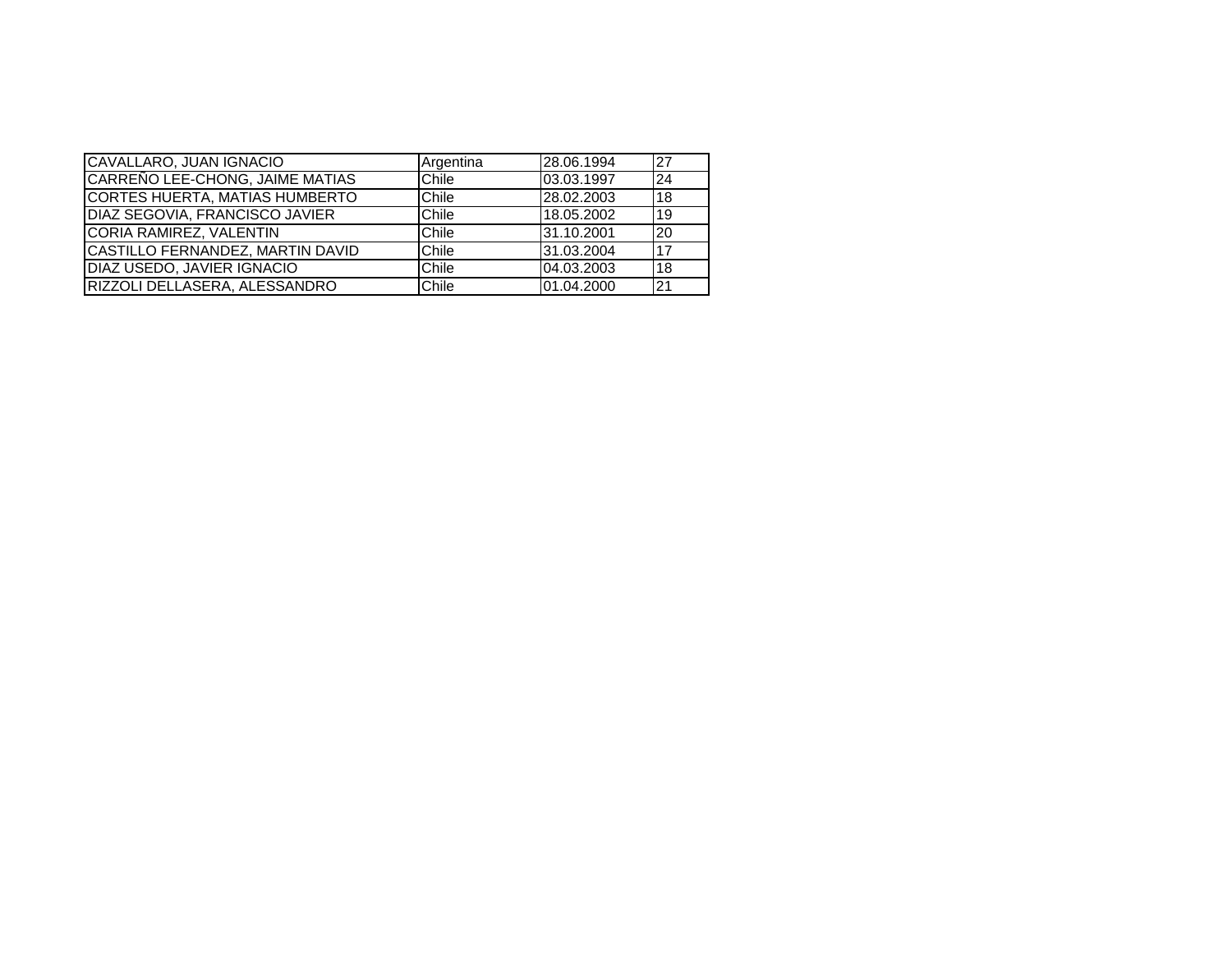| | | | |
|---|---|---|---|
| CAVALLARO, JUAN IGNACIO | Argentina | 28.06.1994 | 27 |
| CARREÑO LEE-CHONG, JAIME MATIAS | Chile | 03.03.1997 | 24 |
| CORTES HUERTA, MATIAS HUMBERTO | Chile | 28.02.2003 | 18 |
| DIAZ SEGOVIA, FRANCISCO JAVIER | Chile | 18.05.2002 | 19 |
| CORIA RAMIREZ, VALENTIN | Chile | 31.10.2001 | 20 |
| CASTILLO FERNANDEZ, MARTIN DAVID | Chile | 31.03.2004 | 17 |
| DIAZ USEDO, JAVIER IGNACIO | Chile | 04.03.2003 | 18 |
| RIZZOLI DELLASERA, ALESSANDRO | Chile | 01.04.2000 | 21 |